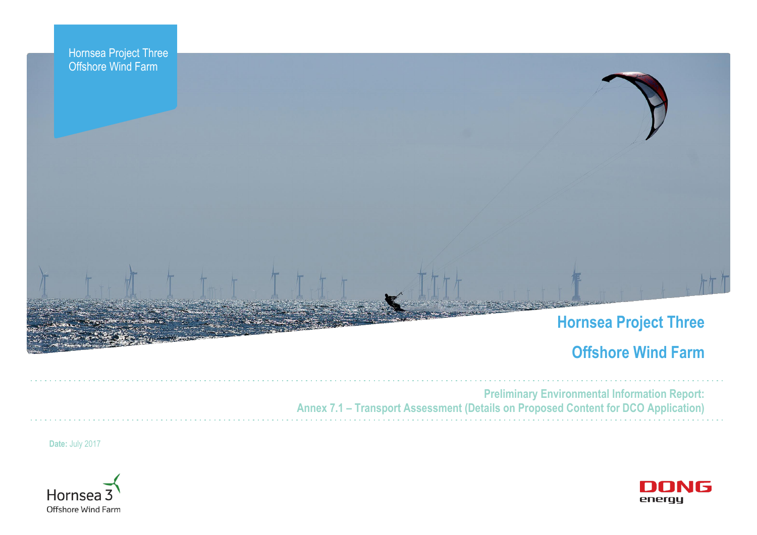Hornsea Project Three
Offshore Wind Farm

# Hornsea Project Three

# Offshore Wind Farm

## Preliminary Environmental Information Report:
## Annex 7.1 – Transport Assessment (Details on Proposed Content for DCO Application)

**Date:** July 2017

Hornsea 3
Offshore Wind Farm

DONG energy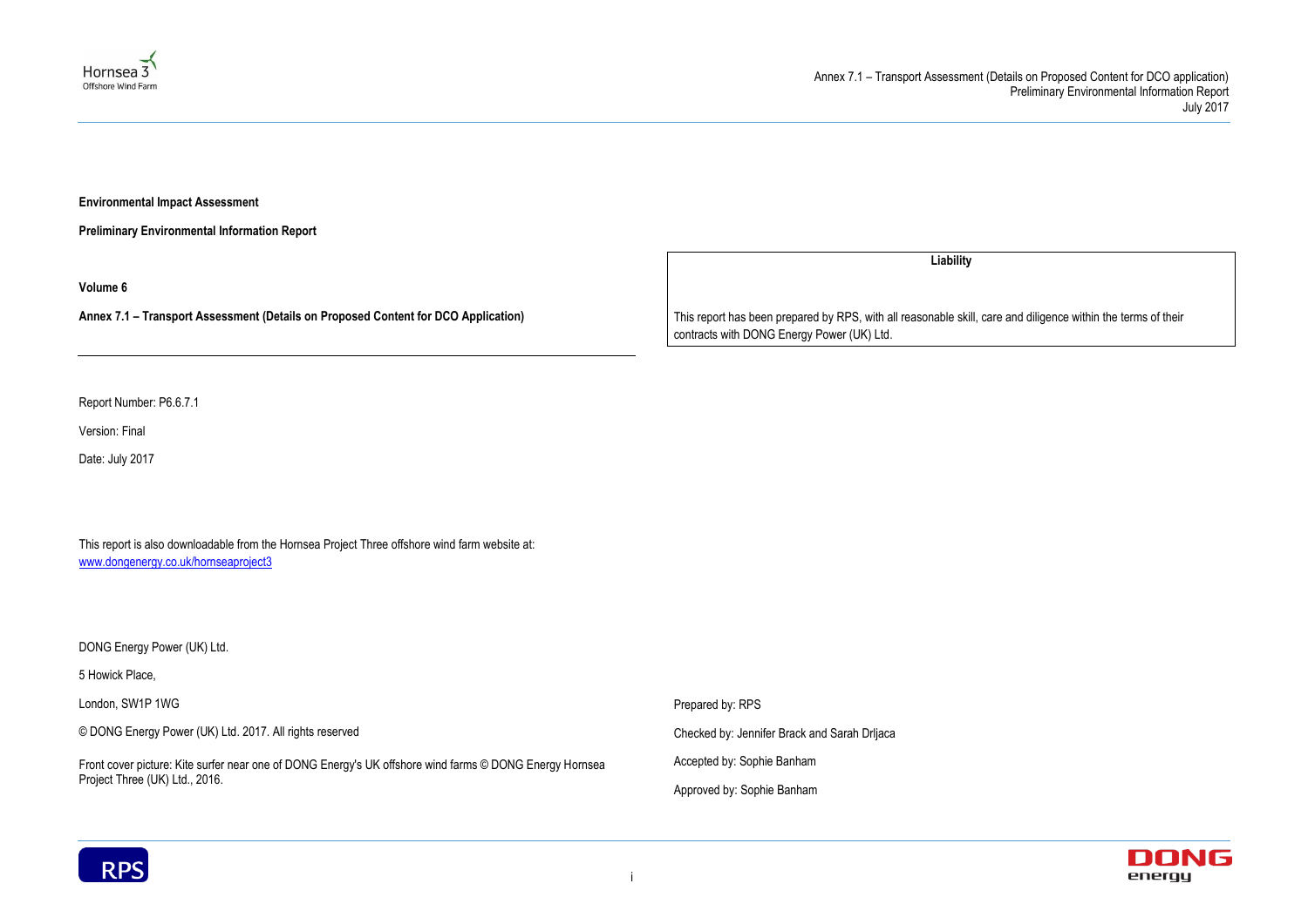**Environmental Impact Assessment**

**Preliminary Environmental Information Report**

**Volume 6**

**Annex 7.1 – Transport Assessment (Details on Proposed Content for DCO Application)**

---

Report Number: P6.6.7.1

Version: Final

Date: July 2017

This report is also downloadable from the Hornsea Project Three offshore wind farm website at:
[www.dongenergy.co.uk/hornseaproject3](www.dongenergy.co.uk/hornseaproject3)

DONG Energy Power (UK) Ltd.

5 Howick Place,

London, SW1P 1WG

© DONG Energy Power (UK) Ltd. 2017. All rights reserved

Front cover picture: Kite surfer near one of DONG Energy's UK offshore wind farms © DONG Energy Hornsea Project Three (UK) Ltd., 2016.

| Liability |
| --- |
| This report has been prepared by RPS, with all reasonable skill, care and diligence within the terms of their contracts with DONG Energy Power (UK) Ltd. |

Prepared by: RPS

Checked by: Jennifer Brack and Sarah Drljaca

Accepted by: Sophie Banham

Approved by: Sophie Banham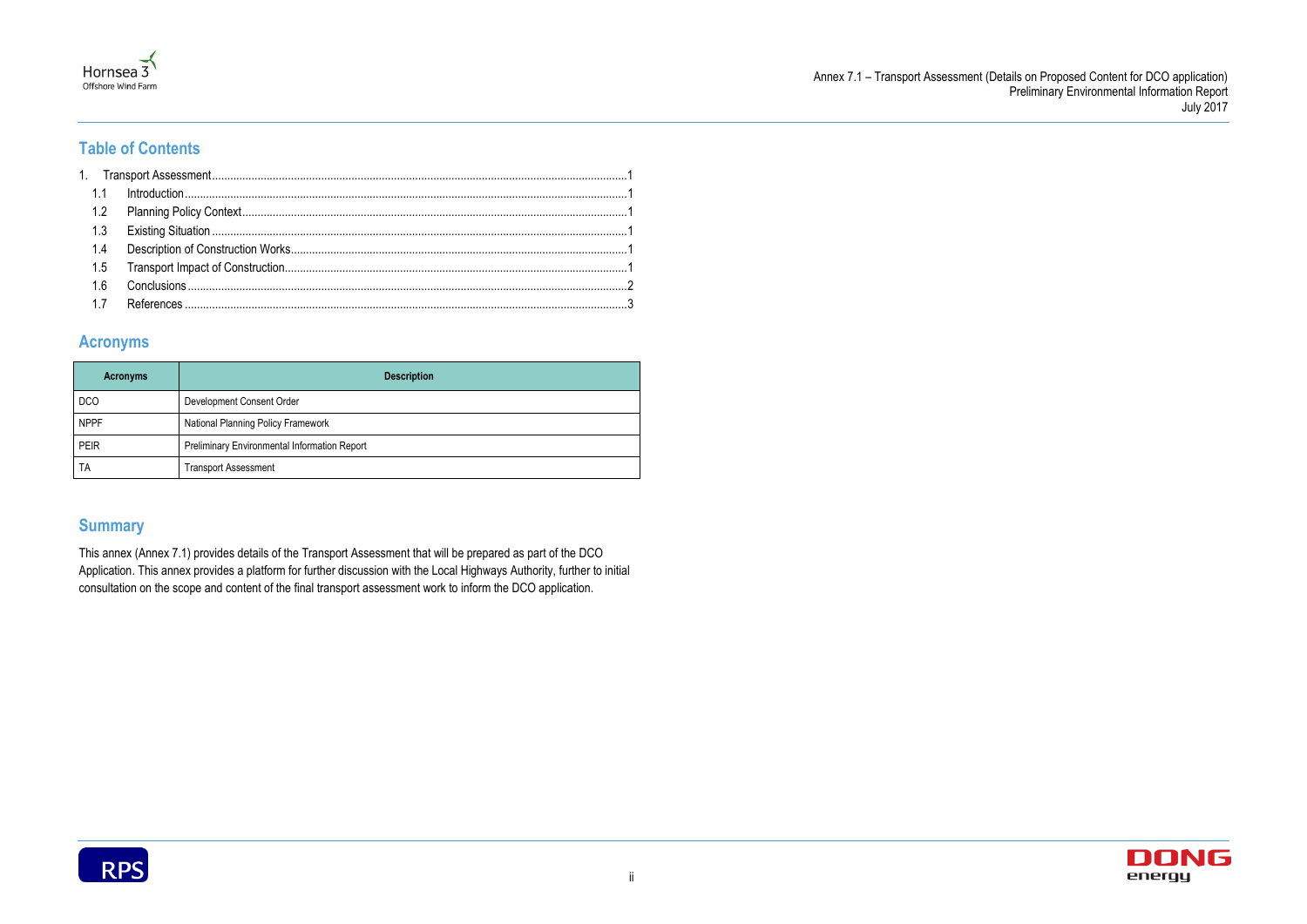## Table of Contents

1. Transport Assessment ........................................ 1
   - 1.1 Introduction ........................................ 1
   - 1.2 Planning Policy Context ........................................ 1
   - 1.3 Existing Situation ........................................ 1
   - 1.4 Description of Construction Works ........................................ 1
   - 1.5 Transport Impact of Construction ........................................ 1
   - 1.6 Conclusions ........................................ 2
   - 1.7 References ........................................ 3

## Acronyms

| Acronyms | Description |
|---|---|
| DCO | Development Consent Order |
| NPPF | National Planning Policy Framework |
| PEIR | Preliminary Environmental Information Report |
| TA | Transport Assessment |

## Summary

This annex (Annex 7.1) provides details of the Transport Assessment that will be prepared as part of the DCO Application. This annex provides a platform for further discussion with the Local Highways Authority, further to initial consultation on the scope and content of the final transport assessment work to inform the DCO application.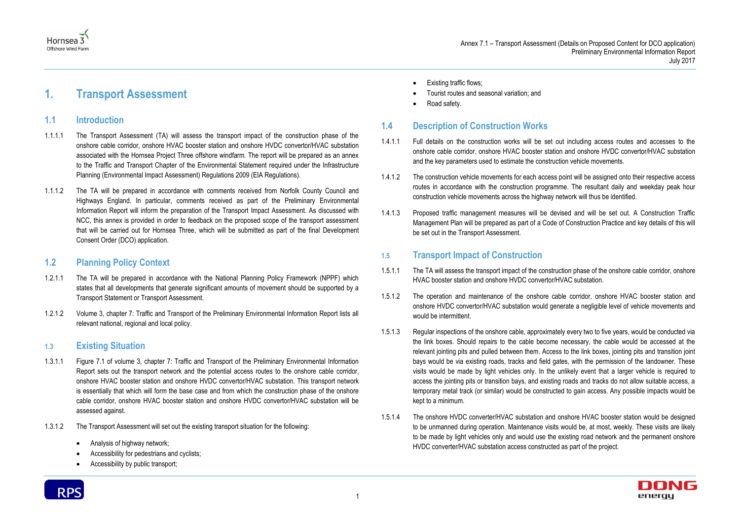# 1. Transport Assessment

## 1.1 Introduction

1.1.1.1 The Transport Assessment (TA) will assess the transport impact of the construction phase of the onshore cable corridor, onshore HVAC booster station and onshore HVDC convertor/HVAC substation associated with the Hornsea Project Three offshore windfarm. The report will be prepared as an annex to the Traffic and Transport Chapter of the Environmental Statement required under the Infrastructure Planning (Environmental Impact Assessment) Regulations 2009 (EIA Regulations).

1.1.1.2 The TA will be prepared in accordance with comments received from Norfolk County Council and Highways England. In particular, comments received as part of the Preliminary Environmental Information Report will inform the preparation of the Transport Impact Assessment. As discussed with NCC, this annex is provided in order to feedback on the proposed scope of the transport assessment that will be carried out for Hornsea Three, which will be submitted as part of the final Development Consent Order (DCO) application.

## 1.2 Planning Policy Context

1.2.1.1 The TA will be prepared in accordance with the National Planning Policy Framework (NPPF) which states that all developments that generate significant amounts of movement should be supported by a Transport Statement or Transport Assessment.

1.2.1.2 Volume 3, chapter 7: Traffic and Transport of the Preliminary Environmental Information Report lists all relevant national, regional and local policy.

## 1.3 Existing Situation

1.3.1.1 Figure 7.1 of volume 3, chapter 7: Traffic and Transport of the Preliminary Environmental Information Report sets out the transport network and the potential access routes to the onshore cable corridor, onshore HVAC booster station and onshore HVDC convertor/HVAC substation. This transport network is essentially that which will form the base case and from which the construction phase of the onshore cable corridor, onshore HVAC booster station and onshore HVDC convertor/HVAC substation will be assessed against.

1.3.1.2 The Transport Assessment will set out the existing transport situation for the following:

- Analysis of highway network;
- Accessibility for pedestrians and cyclists;
- Accessibility by public transport;
- Existing traffic flows;
- Tourist routes and seasonal variation; and
- Road safety.

## 1.4 Description of Construction Works

1.4.1.1 Full details on the construction works will be set out including access routes and accesses to the onshore cable corridor, onshore HVAC booster station and onshore HVDC convertor/HVAC substation and the key parameters used to estimate the construction vehicle movements.

1.4.1.2 The construction vehicle movements for each access point will be assigned onto their respective access routes in accordance with the construction programme. The resultant daily and weekday peak hour construction vehicle movements across the highway network will thus be identified.

1.4.1.3 Proposed traffic management measures will be devised and will be set out. A Construction Traffic Management Plan will be prepared as part of a Code of Construction Practice and key details of this will be set out in the Transport Assessment.

## 1.5 Transport Impact of Construction

1.5.1.1 The TA will assess the transport impact of the construction phase of the onshore cable corridor, onshore HVAC booster station and onshore HVDC convertor/HVAC substation.

1.5.1.2 The operation and maintenance of the onshore cable corridor, onshore HVAC booster station and onshore HVDC convertor/HVAC substation would generate a negligible level of vehicle movements and would be intermittent.

1.5.1.3 Regular inspections of the onshore cable, approximately every two to five years, would be conducted via the link boxes. Should repairs to the cable become necessary, the cable would be accessed at the relevant jointing pits and pulled between them. Access to the link boxes, jointing pits and transition joint bays would be via existing roads, tracks and field gates, with the permission of the landowner. These visits would be made by light vehicles only. In the unlikely event that a larger vehicle is required to access the jointing pits or transition bays, and existing roads and tracks do not allow suitable access, a temporary metal track (or similar) would be constructed to gain access. Any possible impacts would be kept to a minimum.

1.5.1.4 The onshore HVDC converter/HVAC substation and onshore HVAC booster station would be designed to be unmanned during operation. Maintenance visits would be, at most, weekly. These visits are likely to be made by light vehicles only and would use the existing road network and the permanent onshore HVDC converter/HVAC substation access constructed as part of the project.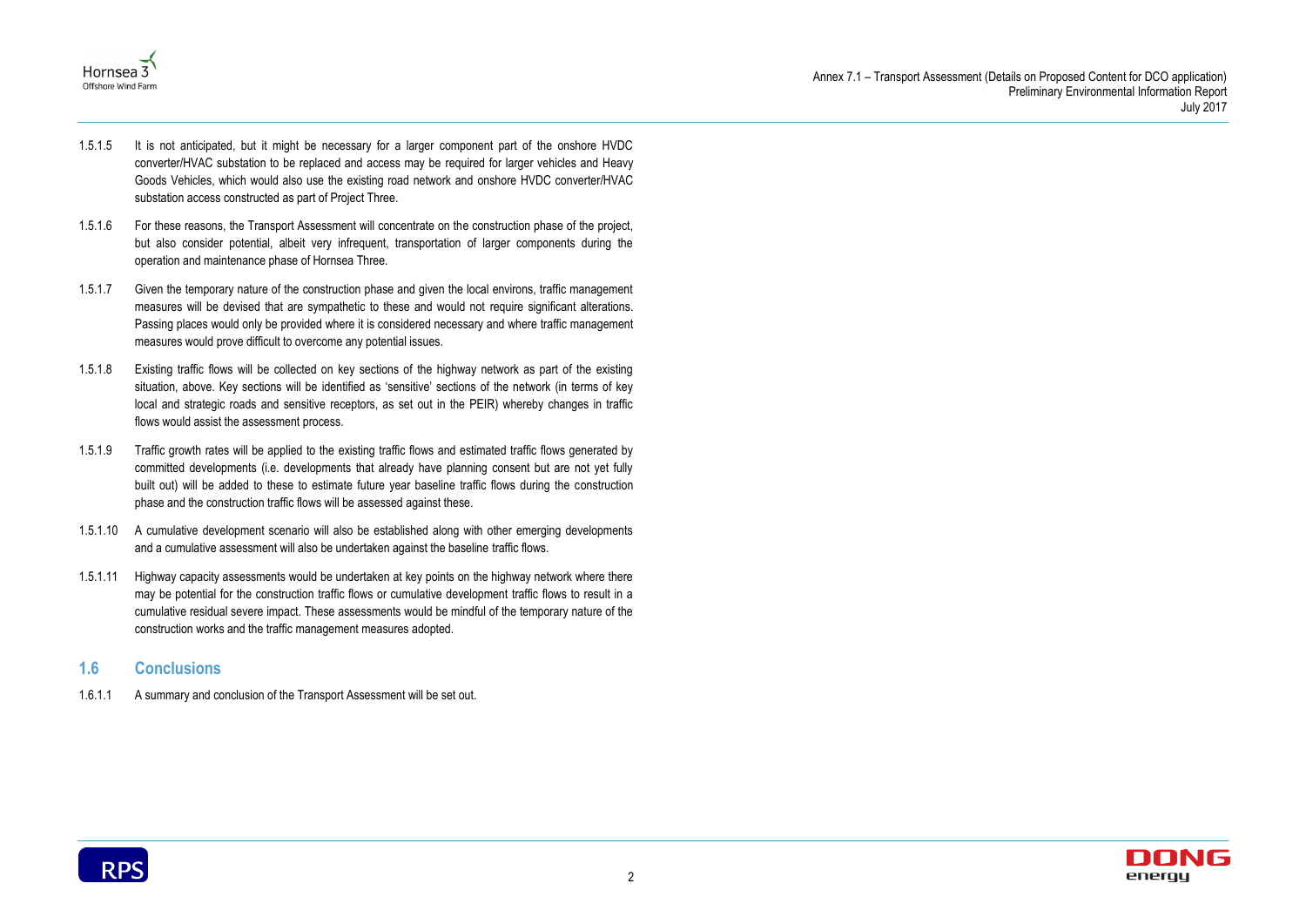1.5.1.5 It is not anticipated, but it might be necessary for a larger component part of the onshore HVDC converter/HVAC substation to be replaced and access may be required for larger vehicles and Heavy Goods Vehicles, which would also use the existing road network and onshore HVDC converter/HVAC substation access constructed as part of Project Three.

1.5.1.6 For these reasons, the Transport Assessment will concentrate on the construction phase of the project, but also consider potential, albeit very infrequent, transportation of larger components during the operation and maintenance phase of Hornsea Three.

1.5.1.7 Given the temporary nature of the construction phase and given the local environs, traffic management measures will be devised that are sympathetic to these and would not require significant alterations. Passing places would only be provided where it is considered necessary and where traffic management measures would prove difficult to overcome any potential issues.

1.5.1.8 Existing traffic flows will be collected on key sections of the highway network as part of the existing situation, above. Key sections will be identified as 'sensitive' sections of the network (in terms of key local and strategic roads and sensitive receptors, as set out in the PEIR) whereby changes in traffic flows would assist the assessment process.

1.5.1.9 Traffic growth rates will be applied to the existing traffic flows and estimated traffic flows generated by committed developments (i.e. developments that already have planning consent but are not yet fully built out) will be added to these to estimate future year baseline traffic flows during the construction phase and the construction traffic flows will be assessed against these.

1.5.1.10 A cumulative development scenario will also be established along with other emerging developments and a cumulative assessment will also be undertaken against the baseline traffic flows.

1.5.1.11 Highway capacity assessments would be undertaken at key points on the highway network where there may be potential for the construction traffic flows or cumulative development traffic flows to result in a cumulative residual severe impact. These assessments would be mindful of the temporary nature of the construction works and the traffic management measures adopted.

## 1.6 Conclusions

1.6.1.1 A summary and conclusion of the Transport Assessment will be set out.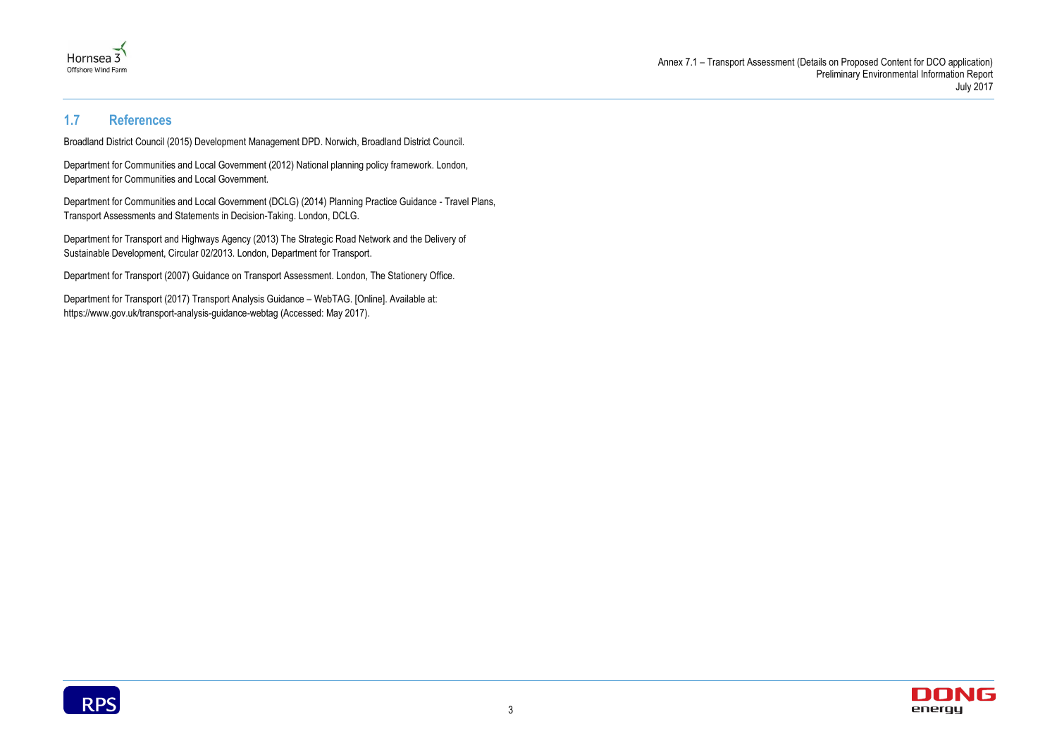## 1.7 References

Broadland District Council (2015) Development Management DPD. Norwich, Broadland District Council.

Department for Communities and Local Government (2012) National planning policy framework. London, Department for Communities and Local Government.

Department for Communities and Local Government (DCLG) (2014) Planning Practice Guidance - Travel Plans, Transport Assessments and Statements in Decision-Taking. London, DCLG.

Department for Transport and Highways Agency (2013) The Strategic Road Network and the Delivery of Sustainable Development, Circular 02/2013. London, Department for Transport.

Department for Transport (2007) Guidance on Transport Assessment. London, The Stationery Office.

Department for Transport (2017) Transport Analysis Guidance – WebTAG. [Online]. Available at: https://www.gov.uk/transport-analysis-guidance-webtag (Accessed: May 2017).